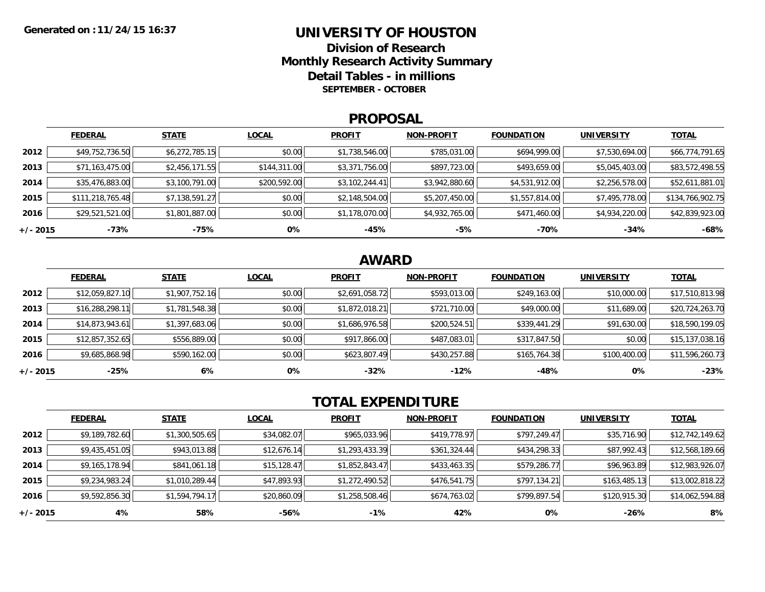Generated on :11/24/15 16:37

# UNIVERSITY OF HOUSTON

## Division of Research

## Monthly Research Activity Summary

## Detail Tables - in millions

**SEPTEMBER - OCTOBER**

## PROPOSAL

| | FEDERAL | STATE | LOCAL | PROFIT | NON-PROFIT | FOUNDATION | UNIVERSITY | TOTAL |
|---|---|---|---|---|---|---|---|---|
| 2012 | $49,752,736.50 | $6,272,785.15 | $0.00 | $1,738,546.00 | $785,031.00 | $694,999.00 | $7,530,694.00 | $66,774,791.65 |
| 2013 | $71,163,475.00 | $2,456,171.55 | $144,311.00 | $3,371,756.00 | $897,723.00 | $493,659.00 | $5,045,403.00 | $83,572,498.55 |
| 2014 | $35,476,883.00 | $3,100,791.00 | $200,592.00 | $3,102,244.41 | $3,942,880.60 | $4,531,912.00 | $2,256,578.00 | $52,611,881.01 |
| 2015 | $111,218,765.48 | $7,138,591.27 | $0.00 | $2,148,504.00 | $5,207,450.00 | $1,557,814.00 | $7,495,778.00 | $134,766,902.75 |
| 2016 | $29,521,521.00 | $1,801,887.00 | $0.00 | $1,178,070.00 | $4,932,765.00 | $471,460.00 | $4,934,220.00 | $42,839,923.00 |
| +/- 2015 | -73% | -75% | 0% | -45% | -5% | -70% | -34% | -68% |

## AWARD

| | FEDERAL | STATE | LOCAL | PROFIT | NON-PROFIT | FOUNDATION | UNIVERSITY | TOTAL |
|---|---|---|---|---|---|---|---|---|
| 2012 | $12,059,827.10 | $1,907,752.16 | $0.00 | $2,691,058.72 | $593,013.00 | $249,163.00 | $10,000.00 | $17,510,813.98 |
| 2013 | $16,288,298.11 | $1,781,548.38 | $0.00 | $1,872,018.21 | $721,710.00 | $49,000.00 | $11,689.00 | $20,724,263.70 |
| 2014 | $14,873,943.61 | $1,397,683.06 | $0.00 | $1,686,976.58 | $200,524.51 | $339,441.29 | $91,630.00 | $18,590,199.05 |
| 2015 | $12,857,352.65 | $556,889.00 | $0.00 | $917,866.00 | $487,083.01 | $317,847.50 | $0.00 | $15,137,038.16 |
| 2016 | $9,685,868.98 | $590,162.00 | $0.00 | $623,807.49 | $430,257.88 | $165,764.38 | $100,400.00 | $11,596,260.73 |
| +/- 2015 | -25% | 6% | 0% | -32% | -12% | -48% | 0% | -23% |

## TOTAL EXPENDITURE

| | FEDERAL | STATE | LOCAL | PROFIT | NON-PROFIT | FOUNDATION | UNIVERSITY | TOTAL |
|---|---|---|---|---|---|---|---|---|
| 2012 | $9,189,782.60 | $1,300,505.65 | $34,082.07 | $965,033.96 | $419,778.97 | $797,249.47 | $35,716.90 | $12,742,149.62 |
| 2013 | $9,435,451.05 | $943,013.88 | $12,676.14 | $1,293,433.39 | $361,324.44 | $434,298.33 | $87,992.43 | $12,568,189.66 |
| 2014 | $9,165,178.94 | $841,061.18 | $15,128.47 | $1,852,843.47 | $433,463.35 | $579,286.77 | $96,963.89 | $12,983,926.07 |
| 2015 | $9,234,983.24 | $1,010,289.44 | $47,893.93 | $1,272,490.52 | $476,541.75 | $797,134.21 | $163,485.13 | $13,002,818.22 |
| 2016 | $9,592,856.30 | $1,594,794.17 | $20,860.09 | $1,258,508.46 | $674,763.02 | $799,897.54 | $120,915.30 | $14,062,594.88 |
| +/- 2015 | 4% | 58% | -56% | -1% | 42% | 0% | -26% | 8% |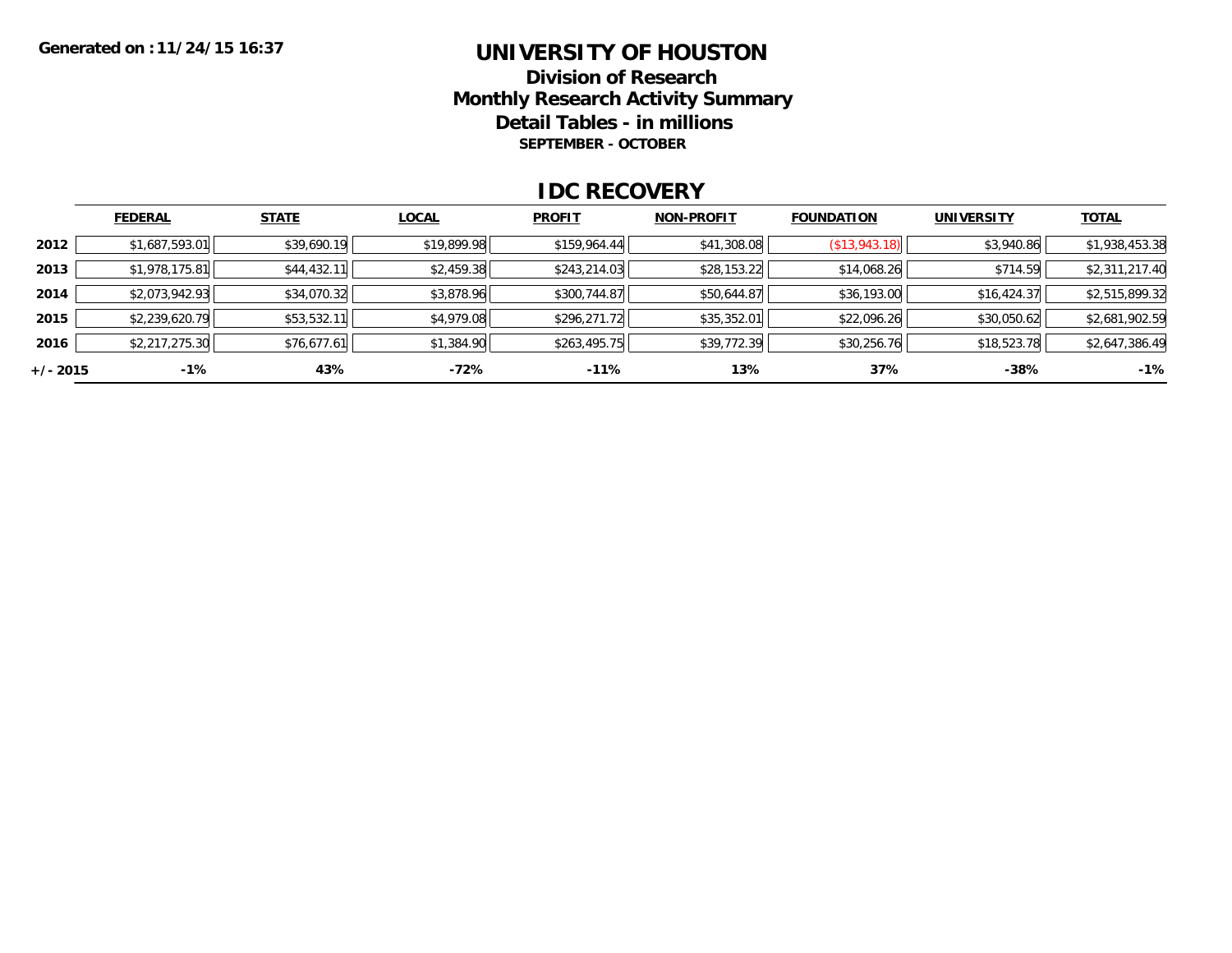Generated on : 11/24/15 16:37

# UNIVERSITY OF HOUSTON

## Division of Research

## Monthly Research Activity Summary

## Detail Tables - in millions

**SEPTEMBER - OCTOBER**

## IDC RECOVERY

| | FEDERAL | STATE | LOCAL | PROFIT | NON-PROFIT | FOUNDATION | UNIVERSITY | TOTAL |
|---|---|---|---|---|---|---|---|---|
| **2012** | $1,687,593.01 | $39,690.19 | $19,899.98 | $159,964.44 | $41,308.08 | ($13,943.18) | $3,940.86 | $1,938,453.38 |
| **2013** | $1,978,175.81 | $44,432.11 | $2,459.38 | $243,214.03 | $28,153.22 | $14,068.26 | $714.59 | $2,311,217.40 |
| **2014** | $2,073,942.93 | $34,070.32 | $3,878.96 | $300,744.87 | $50,644.87 | $36,193.00 | $16,424.37 | $2,515,899.32 |
| **2015** | $2,239,620.79 | $53,532.11 | $4,979.08 | $296,271.72 | $35,352.01 | $22,096.26 | $30,050.62 | $2,681,902.59 |
| **2016** | $2,217,275.30 | $76,677.61 | $1,384.90 | $263,495.75 | $39,772.39 | $30,256.76 | $18,523.78 | $2,647,386.49 |
| **+/- 2015** | **-1%** | **43%** | **-72%** | **-11%** | **13%** | **37%** | **-38%** | **-1%** |